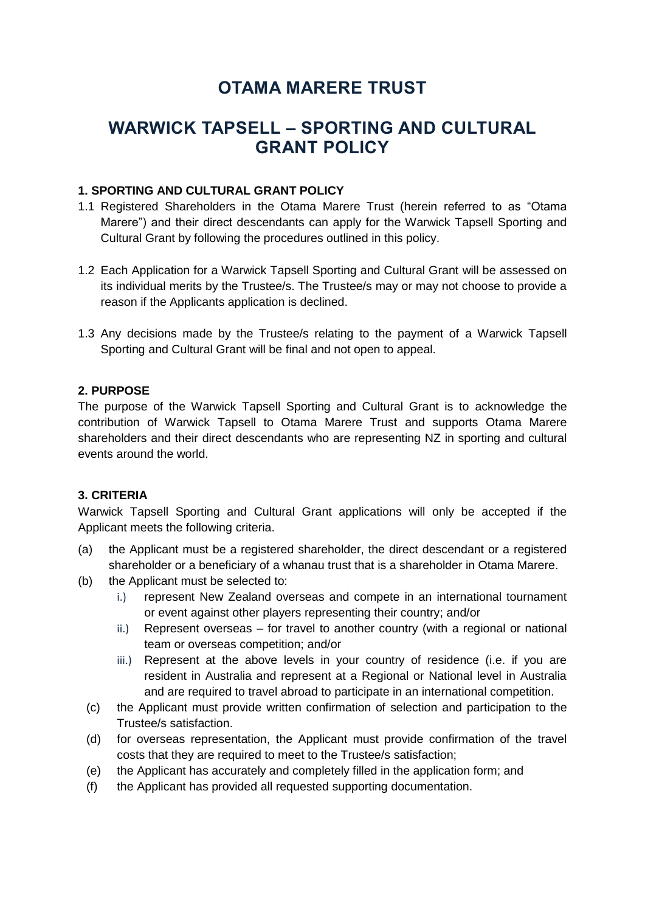# OTAMA MARERE TRUST

# WARWICK TAPSELL – SPORTING AND CULTURAL GRANT POLICY

### 1. SPORTING AND CULTURAL GRANT POLICY

1.1 Registered Shareholders in the Otama Marere Trust (herein referred to as "Otama Marere") and their direct descendants can apply for the Warwick Tapsell Sporting and Cultural Grant by following the procedures outlined in this policy.

1.2 Each Application for a Warwick Tapsell Sporting and Cultural Grant will be assessed on its individual merits by the Trustee/s. The Trustee/s may or may not choose to provide a reason if the Applicants application is declined.

1.3 Any decisions made by the Trustee/s relating to the payment of a Warwick Tapsell Sporting and Cultural Grant will be final and not open to appeal.

### 2. PURPOSE

The purpose of the Warwick Tapsell Sporting and Cultural Grant is to acknowledge the contribution of Warwick Tapsell to Otama Marere Trust and supports Otama Marere shareholders and their direct descendants who are representing NZ in sporting and cultural events around the world.

### 3. CRITERIA

Warwick Tapsell Sporting and Cultural Grant applications will only be accepted if the Applicant meets the following criteria.

(a) the Applicant must be a registered shareholder, the direct descendant or a registered shareholder or a beneficiary of a whanau trust that is a shareholder in Otama Marere.

(b) the Applicant must be selected to:
   - i.) represent New Zealand overseas and compete in an international tournament or event against other players representing their country; and/or
   - ii.) Represent overseas – for travel to another country (with a regional or national team or overseas competition; and/or
   - iii.) Represent at the above levels in your country of residence (i.e. if you are resident in Australia and represent at a Regional or National level in Australia and are required to travel abroad to participate in an international competition.

(c) the Applicant must provide written confirmation of selection and participation to the Trustee/s satisfaction.

(d) for overseas representation, the Applicant must provide confirmation of the travel costs that they are required to meet to the Trustee/s satisfaction;

(e) the Applicant has accurately and completely filled in the application form; and

(f) the Applicant has provided all requested supporting documentation.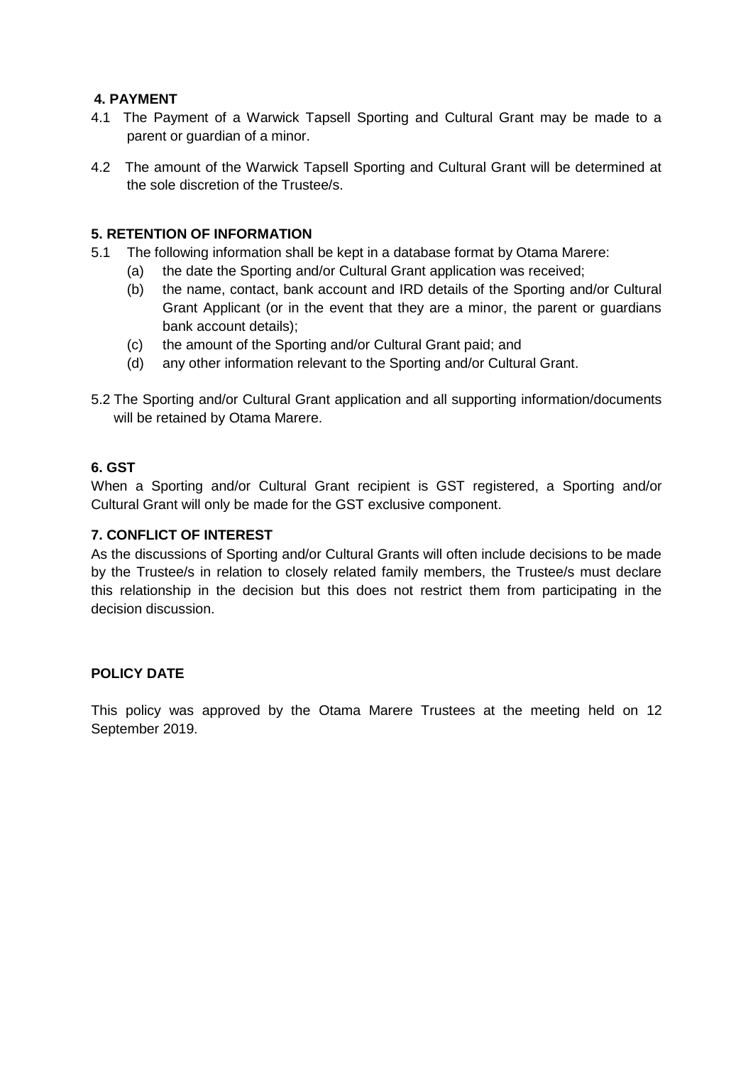## 4. PAYMENT

4.1 The Payment of a Warwick Tapsell Sporting and Cultural Grant may be made to a parent or guardian of a minor.

4.2 The amount of the Warwick Tapsell Sporting and Cultural Grant will be determined at the sole discretion of the Trustee/s.

## 5. RETENTION OF INFORMATION

5.1 The following information shall be kept in a database format by Otama Marere:

(a) the date the Sporting and/or Cultural Grant application was received;

(b) the name, contact, bank account and IRD details of the Sporting and/or Cultural Grant Applicant (or in the event that they are a minor, the parent or guardians bank account details);

(c) the amount of the Sporting and/or Cultural Grant paid; and

(d) any other information relevant to the Sporting and/or Cultural Grant.

5.2 The Sporting and/or Cultural Grant application and all supporting information/documents will be retained by Otama Marere.

## 6. GST

When a Sporting and/or Cultural Grant recipient is GST registered, a Sporting and/or Cultural Grant will only be made for the GST exclusive component.

## 7. CONFLICT OF INTEREST

As the discussions of Sporting and/or Cultural Grants will often include decisions to be made by the Trustee/s in relation to closely related family members, the Trustee/s must declare this relationship in the decision but this does not restrict them from participating in the decision discussion.

## POLICY DATE

This policy was approved by the Otama Marere Trustees at the meeting held on 12 September 2019.